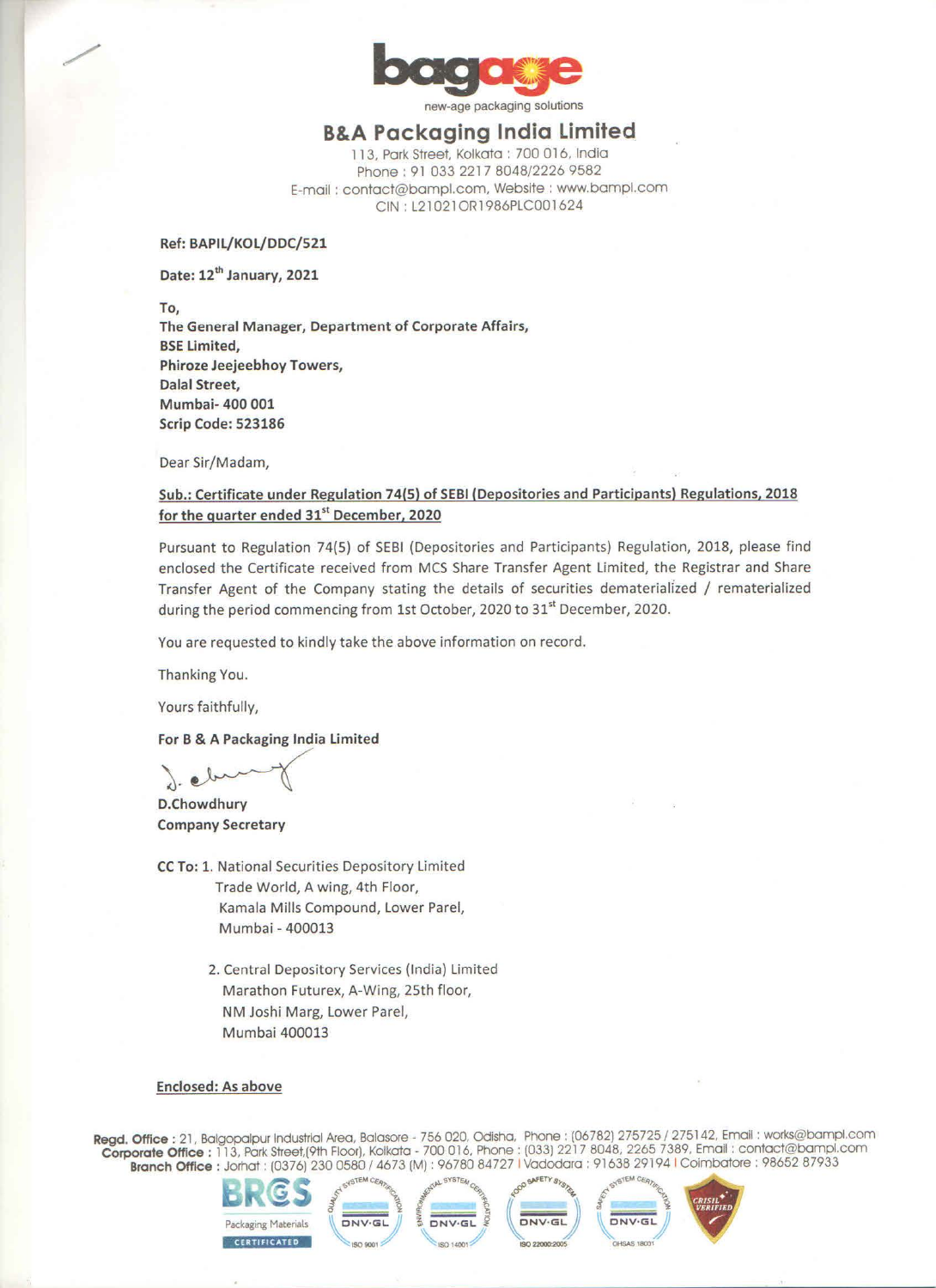bagage

new-age packaging solutions

# B&A Packaging India Limited

113, Park Street, Kolkata : 700 016, India
Phone : 91 033 2217 8048/2226 9582
E-mail : contact@bampl.com, Website : www.bampl.com
CIN : L21021OR1986PLC001624

**Ref: BAPIL/KOL/DDC/521**

**Date: 12th January, 2021**

**To,**
**The General Manager, Department of Corporate Affairs,**
**BSE Limited,**
**Phiroze Jeejeebhoy Towers,**
**Dalal Street,**
**Mumbai- 400 001**
**Scrip Code: 523186**

Dear Sir/Madam,

**Sub.: Certificate under Regulation 74(5) of SEBI (Depositories and Participants) Regulations, 2018 for the quarter ended 31st December, 2020**

Pursuant to Regulation 74(5) of SEBI (Depositories and Participants) Regulation, 2018, please find enclosed the Certificate received from MCS Share Transfer Agent Limited, the Registrar and Share Transfer Agent of the Company stating the details of securities dematerialized / rematerialized during the period commencing from 1st October, 2020 to 31st December, 2020.

You are requested to kindly take the above information on record.

Thanking You.

Yours faithfully,

**For B & A Packaging India Limited**

**D.Chowdhury**
**Company Secretary**

CC To: 1. National Securities Depository Limited
Trade World, A wing, 4th Floor,
Kamala Mills Compound, Lower Parel,
Mumbai - 400013

2. Central Depository Services (India) Limited
Marathon Futurex, A-Wing, 25th floor,
NM Joshi Marg, Lower Parel,
Mumbai 400013

**Enclosed: As above**

**Regd. Office** : 21, Balgopalpur Industrial Area, Balasore - 756 020, Odisha, Phone : (06782) 275725 / 275142, Email : works@bampl.com
**Corporate Office** : 113, Park Street,(9th Floor), Kolkata - 700 016, Phone : (033) 2217 8048, 2265 7389, Email : contact@bampl.com
**Branch Office** : Jorhat : (0376) 230 0580 / 4673 (M) : 96780 84727 | Vadodara : 91638 29194 | Coimbatore : 98652 87933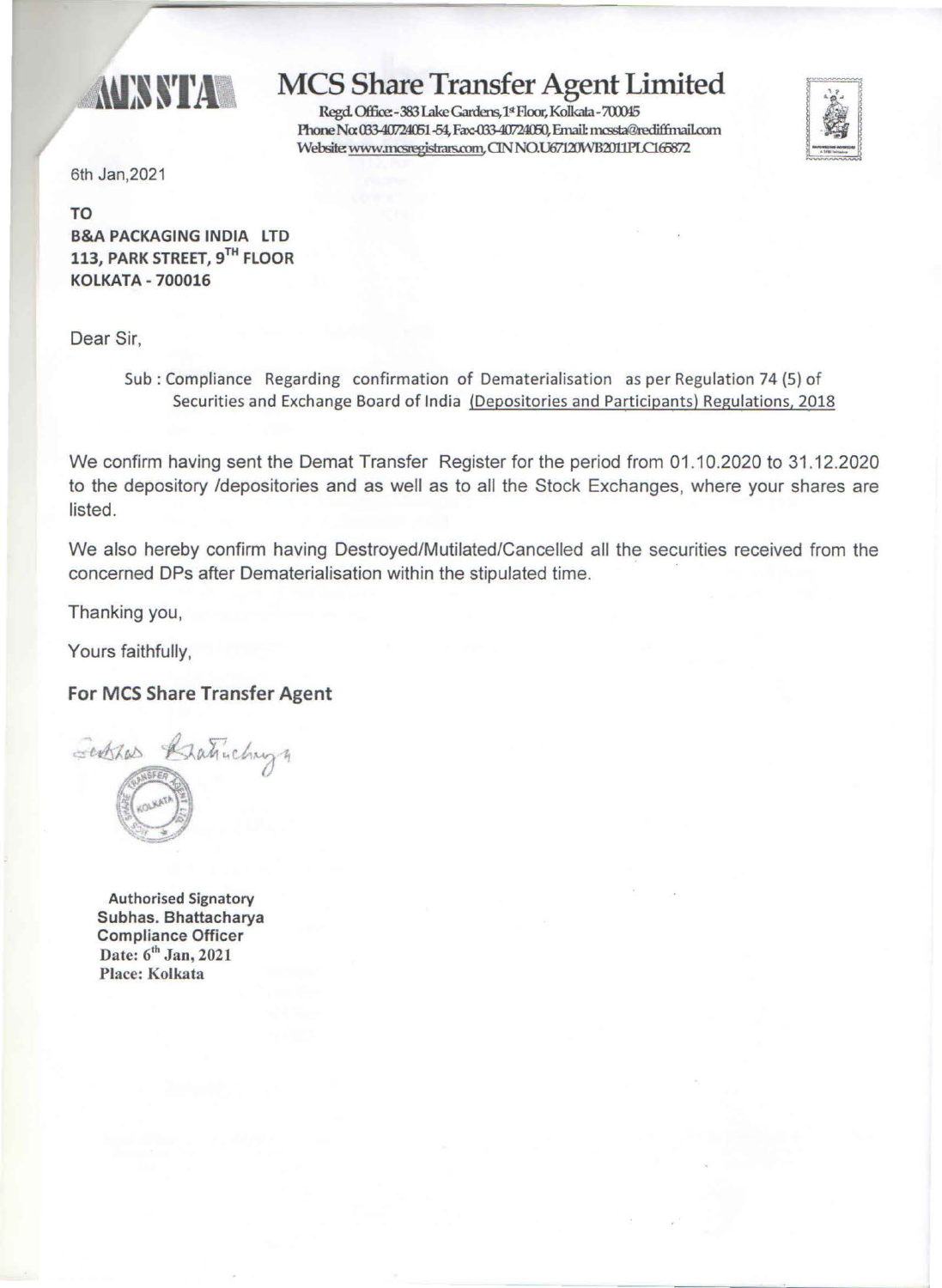# MCS Share Transfer Agent Limited

Regd. Office:- 383 Lake Gardens, 1st Floor, Kolkata - 700045
Phone No: 033-40724051-54, Fax: 033-40724050, Email: mcssta@rediffmail.com
Website: www.mcsregistrars.com, CIN NO.U67120WB2011PLC165872

6th Jan,2021

**TO**
**B&A PACKAGING INDIA LTD**
**113, PARK STREET, 9TH FLOOR**
**KOLKATA - 700016**

Dear Sir,

Sub : Compliance Regarding confirmation of Dematerialisation as per Regulation 74 (5) of Securities and Exchange Board of India (Depositories and Participants) Regulations, 2018

We confirm having sent the Demat Transfer Register for the period from 01.10.2020 to 31.12.2020 to the depository /depositories and as well as to all the Stock Exchanges, where your shares are listed.

We also hereby confirm having Destroyed/Mutilated/Cancelled all the securities received from the concerned DPs after Dematerialisation within the stipulated time.

Thanking you,

Yours faithfully,

**For MCS Share Transfer Agent**

**Authorised Signatory**
**Subhas. Bhattacharya**
**Compliance Officer**
**Date: 6th Jan, 2021**
**Place: Kolkata**